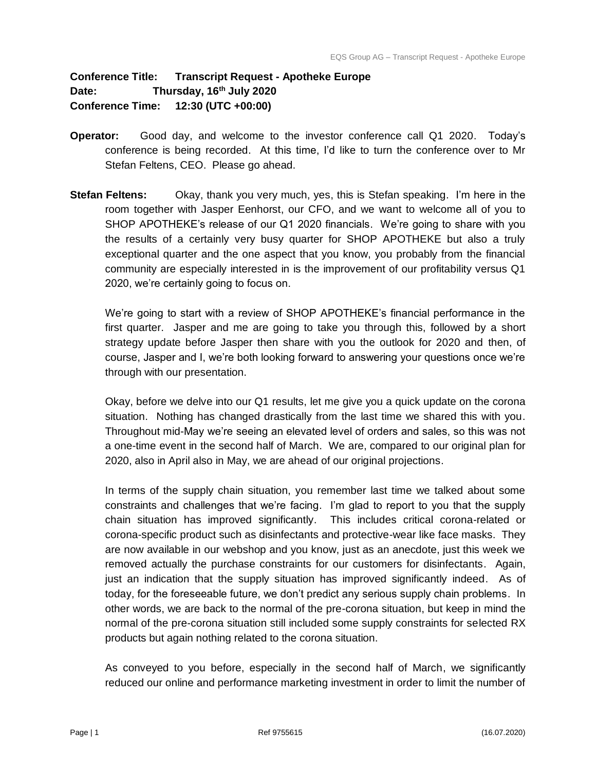**Conference Title:** **Transcript Request - Apotheke Europe**
**Date:** **Thursday, 16th July 2020**
**Conference Time:** **12:30 (UTC +00:00)**

**Operator:** Good day, and welcome to the investor conference call Q1 2020. Today's conference is being recorded. At this time, I'd like to turn the conference over to Mr Stefan Feltens, CEO. Please go ahead.

**Stefan Feltens:** Okay, thank you very much, yes, this is Stefan speaking. I'm here in the room together with Jasper Eenhorst, our CFO, and we want to welcome all of you to SHOP APOTHEKE's release of our Q1 2020 financials. We're going to share with you the results of a certainly very busy quarter for SHOP APOTHEKE but also a truly exceptional quarter and the one aspect that you know, you probably from the financial community are especially interested in is the improvement of our profitability versus Q1 2020, we're certainly going to focus on.

We're going to start with a review of SHOP APOTHEKE's financial performance in the first quarter. Jasper and me are going to take you through this, followed by a short strategy update before Jasper then share with you the outlook for 2020 and then, of course, Jasper and I, we're both looking forward to answering your questions once we're through with our presentation.

Okay, before we delve into our Q1 results, let me give you a quick update on the corona situation. Nothing has changed drastically from the last time we shared this with you. Throughout mid-May we're seeing an elevated level of orders and sales, so this was not a one-time event in the second half of March. We are, compared to our original plan for 2020, also in April also in May, we are ahead of our original projections.

In terms of the supply chain situation, you remember last time we talked about some constraints and challenges that we're facing. I'm glad to report to you that the supply chain situation has improved significantly. This includes critical corona-related or corona-specific product such as disinfectants and protective-wear like face masks. They are now available in our webshop and you know, just as an anecdote, just this week we removed actually the purchase constraints for our customers for disinfectants. Again, just an indication that the supply situation has improved significantly indeed. As of today, for the foreseeable future, we don't predict any serious supply chain problems. In other words, we are back to the normal of the pre-corona situation, but keep in mind the normal of the pre-corona situation still included some supply constraints for selected RX products but again nothing related to the corona situation.

As conveyed to you before, especially in the second half of March, we significantly reduced our online and performance marketing investment in order to limit the number of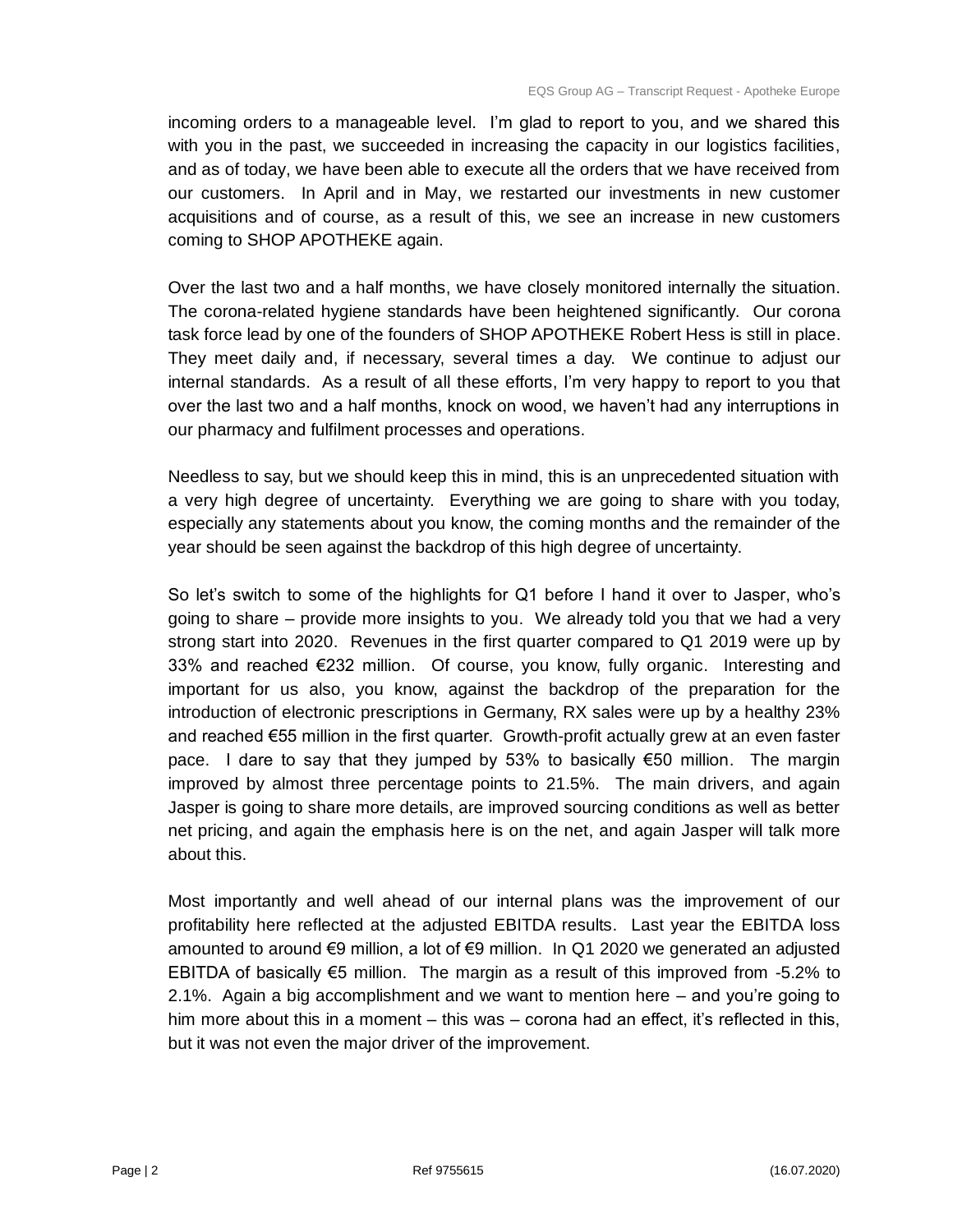incoming orders to a manageable level. I'm glad to report to you, and we shared this with you in the past, we succeeded in increasing the capacity in our logistics facilities, and as of today, we have been able to execute all the orders that we have received from our customers. In April and in May, we restarted our investments in new customer acquisitions and of course, as a result of this, we see an increase in new customers coming to SHOP APOTHEKE again.

Over the last two and a half months, we have closely monitored internally the situation. The corona-related hygiene standards have been heightened significantly. Our corona task force lead by one of the founders of SHOP APOTHEKE Robert Hess is still in place. They meet daily and, if necessary, several times a day. We continue to adjust our internal standards. As a result of all these efforts, I'm very happy to report to you that over the last two and a half months, knock on wood, we haven't had any interruptions in our pharmacy and fulfilment processes and operations.

Needless to say, but we should keep this in mind, this is an unprecedented situation with a very high degree of uncertainty. Everything we are going to share with you today, especially any statements about you know, the coming months and the remainder of the year should be seen against the backdrop of this high degree of uncertainty.

So let's switch to some of the highlights for Q1 before I hand it over to Jasper, who's going to share – provide more insights to you. We already told you that we had a very strong start into 2020. Revenues in the first quarter compared to Q1 2019 were up by 33% and reached €232 million. Of course, you know, fully organic. Interesting and important for us also, you know, against the backdrop of the preparation for the introduction of electronic prescriptions in Germany, RX sales were up by a healthy 23% and reached €55 million in the first quarter. Growth-profit actually grew at an even faster pace. I dare to say that they jumped by 53% to basically €50 million. The margin improved by almost three percentage points to 21.5%. The main drivers, and again Jasper is going to share more details, are improved sourcing conditions as well as better net pricing, and again the emphasis here is on the net, and again Jasper will talk more about this.

Most importantly and well ahead of our internal plans was the improvement of our profitability here reflected at the adjusted EBITDA results. Last year the EBITDA loss amounted to around €9 million, a lot of €9 million. In Q1 2020 we generated an adjusted EBITDA of basically €5 million. The margin as a result of this improved from -5.2% to 2.1%. Again a big accomplishment and we want to mention here – and you're going to him more about this in a moment – this was – corona had an effect, it's reflected in this, but it was not even the major driver of the improvement.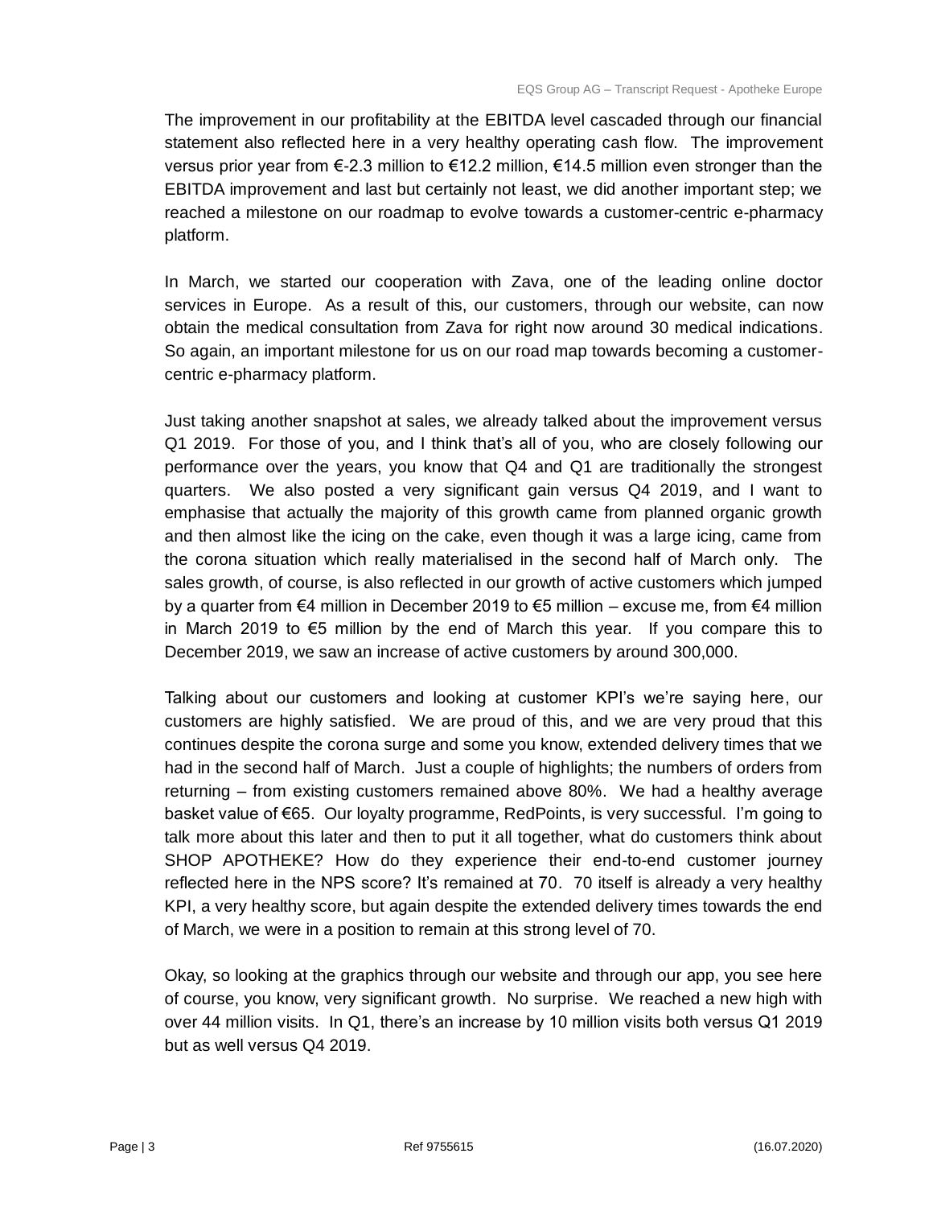The improvement in our profitability at the EBITDA level cascaded through our financial statement also reflected here in a very healthy operating cash flow. The improvement versus prior year from €-2.3 million to €12.2 million, €14.5 million even stronger than the EBITDA improvement and last but certainly not least, we did another important step; we reached a milestone on our roadmap to evolve towards a customer-centric e-pharmacy platform.

In March, we started our cooperation with Zava, one of the leading online doctor services in Europe. As a result of this, our customers, through our website, can now obtain the medical consultation from Zava for right now around 30 medical indications. So again, an important milestone for us on our road map towards becoming a customer-centric e-pharmacy platform.

Just taking another snapshot at sales, we already talked about the improvement versus Q1 2019. For those of you, and I think that's all of you, who are closely following our performance over the years, you know that Q4 and Q1 are traditionally the strongest quarters. We also posted a very significant gain versus Q4 2019, and I want to emphasise that actually the majority of this growth came from planned organic growth and then almost like the icing on the cake, even though it was a large icing, came from the corona situation which really materialised in the second half of March only. The sales growth, of course, is also reflected in our growth of active customers which jumped by a quarter from €4 million in December 2019 to €5 million – excuse me, from €4 million in March 2019 to €5 million by the end of March this year. If you compare this to December 2019, we saw an increase of active customers by around 300,000.

Talking about our customers and looking at customer KPI's we're saying here, our customers are highly satisfied. We are proud of this, and we are very proud that this continues despite the corona surge and some you know, extended delivery times that we had in the second half of March. Just a couple of highlights; the numbers of orders from returning – from existing customers remained above 80%. We had a healthy average basket value of €65. Our loyalty programme, RedPoints, is very successful. I'm going to talk more about this later and then to put it all together, what do customers think about SHOP APOTHEKE? How do they experience their end-to-end customer journey reflected here in the NPS score? It's remained at 70. 70 itself is already a very healthy KPI, a very healthy score, but again despite the extended delivery times towards the end of March, we were in a position to remain at this strong level of 70.

Okay, so looking at the graphics through our website and through our app, you see here of course, you know, very significant growth. No surprise. We reached a new high with over 44 million visits. In Q1, there's an increase by 10 million visits both versus Q1 2019 but as well versus Q4 2019.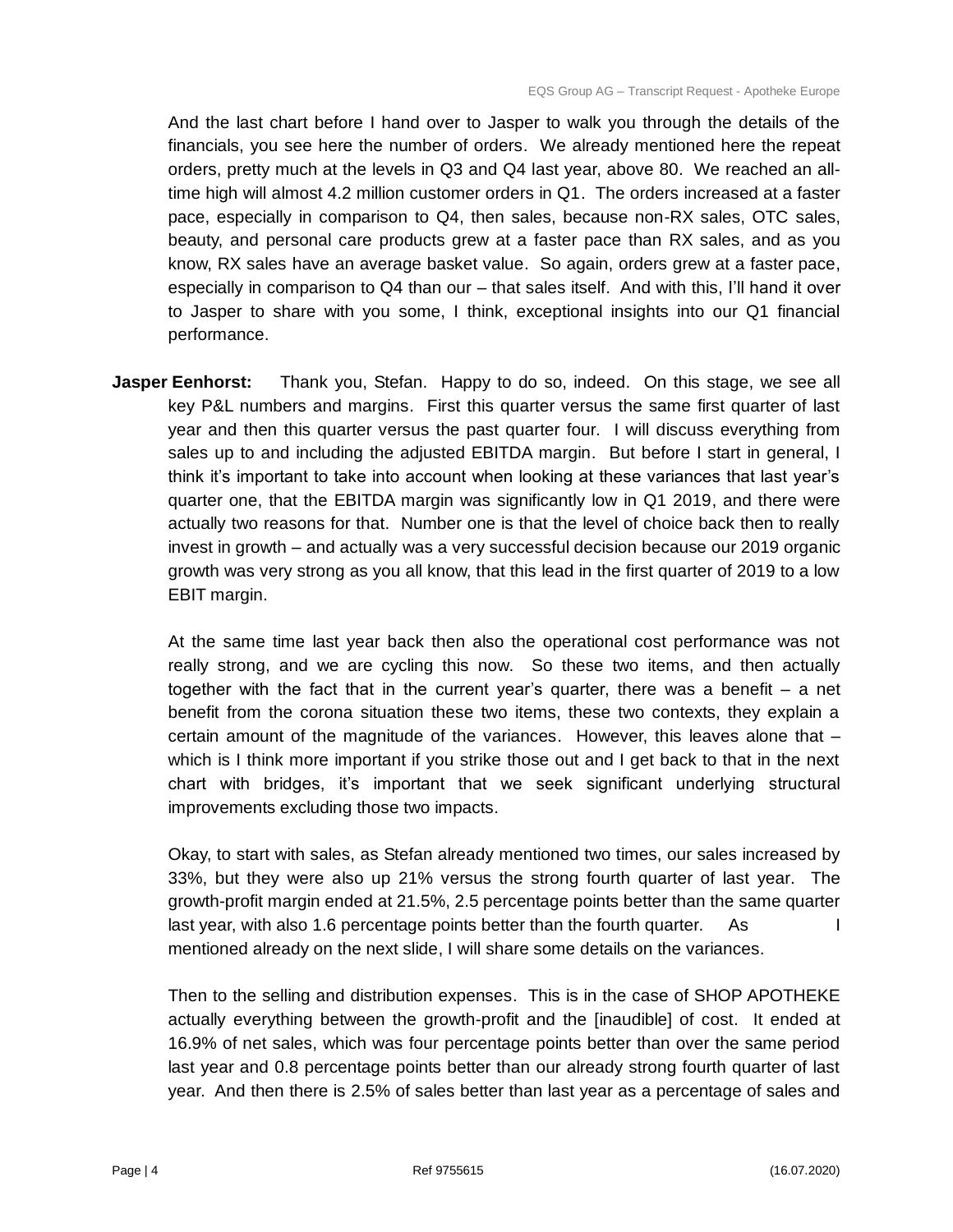And the last chart before I hand over to Jasper to walk you through the details of the financials, you see here the number of orders. We already mentioned here the repeat orders, pretty much at the levels in Q3 and Q4 last year, above 80. We reached an all-time high will almost 4.2 million customer orders in Q1. The orders increased at a faster pace, especially in comparison to Q4, then sales, because non-RX sales, OTC sales, beauty, and personal care products grew at a faster pace than RX sales, and as you know, RX sales have an average basket value. So again, orders grew at a faster pace, especially in comparison to Q4 than our – that sales itself. And with this, I'll hand it over to Jasper to share with you some, I think, exceptional insights into our Q1 financial performance.

**Jasper Eenhorst:** Thank you, Stefan. Happy to do so, indeed. On this stage, we see all key P&L numbers and margins. First this quarter versus the same first quarter of last year and then this quarter versus the past quarter four. I will discuss everything from sales up to and including the adjusted EBITDA margin. But before I start in general, I think it's important to take into account when looking at these variances that last year's quarter one, that the EBITDA margin was significantly low in Q1 2019, and there were actually two reasons for that. Number one is that the level of choice back then to really invest in growth – and actually was a very successful decision because our 2019 organic growth was very strong as you all know, that this lead in the first quarter of 2019 to a low EBIT margin.

At the same time last year back then also the operational cost performance was not really strong, and we are cycling this now. So these two items, and then actually together with the fact that in the current year's quarter, there was a benefit – a net benefit from the corona situation these two items, these two contexts, they explain a certain amount of the magnitude of the variances. However, this leaves alone that – which is I think more important if you strike those out and I get back to that in the next chart with bridges, it's important that we seek significant underlying structural improvements excluding those two impacts.

Okay, to start with sales, as Stefan already mentioned two times, our sales increased by 33%, but they were also up 21% versus the strong fourth quarter of last year. The growth-profit margin ended at 21.5%, 2.5 percentage points better than the same quarter last year, with also 1.6 percentage points better than the fourth quarter. As I mentioned already on the next slide, I will share some details on the variances.

Then to the selling and distribution expenses. This is in the case of SHOP APOTHEKE actually everything between the growth-profit and the [inaudible] of cost. It ended at 16.9% of net sales, which was four percentage points better than over the same period last year and 0.8 percentage points better than our already strong fourth quarter of last year. And then there is 2.5% of sales better than last year as a percentage of sales and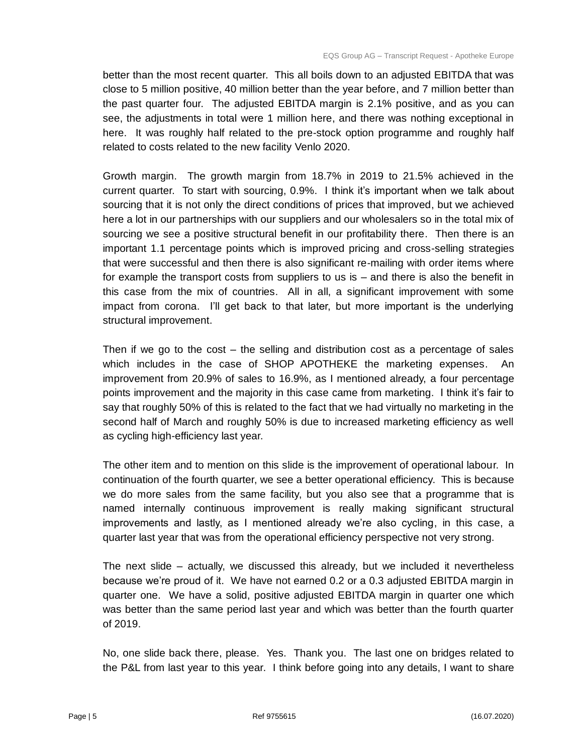better than the most recent quarter. This all boils down to an adjusted EBITDA that was close to 5 million positive, 40 million better than the year before, and 7 million better than the past quarter four. The adjusted EBITDA margin is 2.1% positive, and as you can see, the adjustments in total were 1 million here, and there was nothing exceptional in here. It was roughly half related to the pre-stock option programme and roughly half related to costs related to the new facility Venlo 2020.

Growth margin. The growth margin from 18.7% in 2019 to 21.5% achieved in the current quarter. To start with sourcing, 0.9%. I think it's important when we talk about sourcing that it is not only the direct conditions of prices that improved, but we achieved here a lot in our partnerships with our suppliers and our wholesalers so in the total mix of sourcing we see a positive structural benefit in our profitability there. Then there is an important 1.1 percentage points which is improved pricing and cross-selling strategies that were successful and then there is also significant re-mailing with order items where for example the transport costs from suppliers to us is – and there is also the benefit in this case from the mix of countries. All in all, a significant improvement with some impact from corona. I'll get back to that later, but more important is the underlying structural improvement.

Then if we go to the cost – the selling and distribution cost as a percentage of sales which includes in the case of SHOP APOTHEKE the marketing expenses. An improvement from 20.9% of sales to 16.9%, as I mentioned already, a four percentage points improvement and the majority in this case came from marketing. I think it's fair to say that roughly 50% of this is related to the fact that we had virtually no marketing in the second half of March and roughly 50% is due to increased marketing efficiency as well as cycling high-efficiency last year.

The other item and to mention on this slide is the improvement of operational labour. In continuation of the fourth quarter, we see a better operational efficiency. This is because we do more sales from the same facility, but you also see that a programme that is named internally continuous improvement is really making significant structural improvements and lastly, as I mentioned already we're also cycling, in this case, a quarter last year that was from the operational efficiency perspective not very strong.

The next slide – actually, we discussed this already, but we included it nevertheless because we're proud of it. We have not earned 0.2 or a 0.3 adjusted EBITDA margin in quarter one. We have a solid, positive adjusted EBITDA margin in quarter one which was better than the same period last year and which was better than the fourth quarter of 2019.

No, one slide back there, please. Yes. Thank you. The last one on bridges related to the P&L from last year to this year. I think before going into any details, I want to share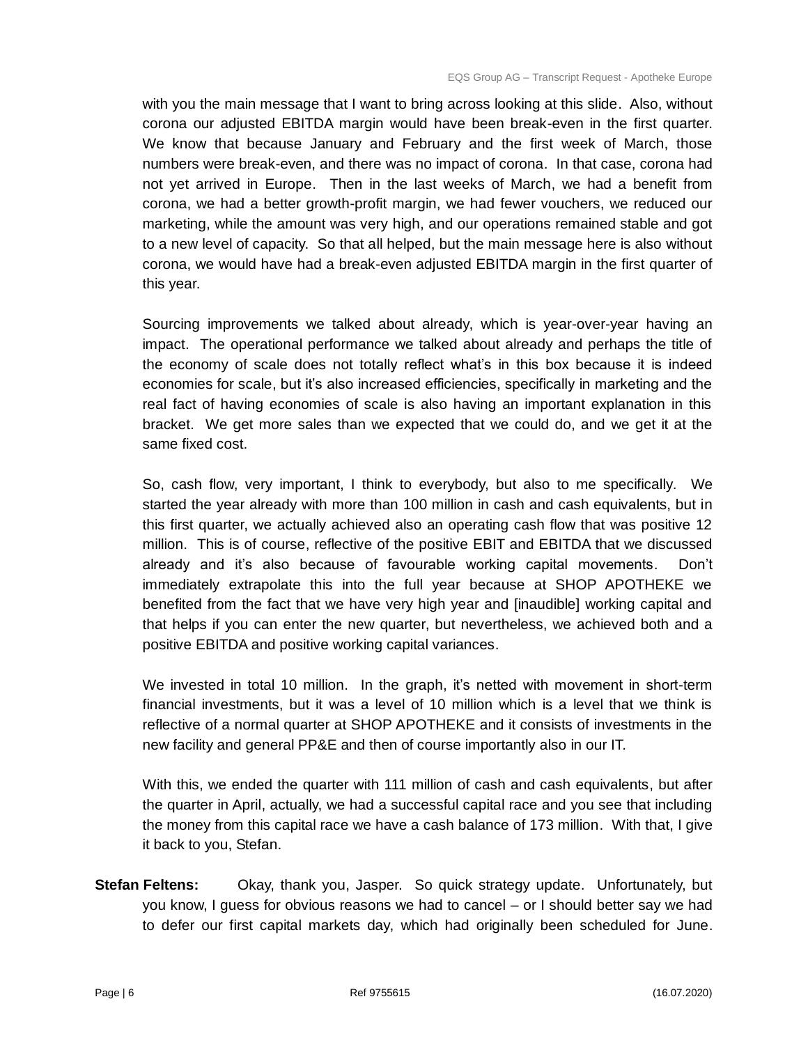with you the main message that I want to bring across looking at this slide. Also, without corona our adjusted EBITDA margin would have been break-even in the first quarter. We know that because January and February and the first week of March, those numbers were break-even, and there was no impact of corona. In that case, corona had not yet arrived in Europe. Then in the last weeks of March, we had a benefit from corona, we had a better growth-profit margin, we had fewer vouchers, we reduced our marketing, while the amount was very high, and our operations remained stable and got to a new level of capacity. So that all helped, but the main message here is also without corona, we would have had a break-even adjusted EBITDA margin in the first quarter of this year.

Sourcing improvements we talked about already, which is year-over-year having an impact. The operational performance we talked about already and perhaps the title of the economy of scale does not totally reflect what's in this box because it is indeed economies for scale, but it's also increased efficiencies, specifically in marketing and the real fact of having economies of scale is also having an important explanation in this bracket. We get more sales than we expected that we could do, and we get it at the same fixed cost.

So, cash flow, very important, I think to everybody, but also to me specifically. We started the year already with more than 100 million in cash and cash equivalents, but in this first quarter, we actually achieved also an operating cash flow that was positive 12 million. This is of course, reflective of the positive EBIT and EBITDA that we discussed already and it's also because of favourable working capital movements. Don't immediately extrapolate this into the full year because at SHOP APOTHEKE we benefited from the fact that we have very high year and [inaudible] working capital and that helps if you can enter the new quarter, but nevertheless, we achieved both and a positive EBITDA and positive working capital variances.

We invested in total 10 million. In the graph, it's netted with movement in short-term financial investments, but it was a level of 10 million which is a level that we think is reflective of a normal quarter at SHOP APOTHEKE and it consists of investments in the new facility and general PP&E and then of course importantly also in our IT.

With this, we ended the quarter with 111 million of cash and cash equivalents, but after the quarter in April, actually, we had a successful capital race and you see that including the money from this capital race we have a cash balance of 173 million. With that, I give it back to you, Stefan.

**Stefan Feltens:** Okay, thank you, Jasper. So quick strategy update. Unfortunately, but you know, I guess for obvious reasons we had to cancel – or I should better say we had to defer our first capital markets day, which had originally been scheduled for June.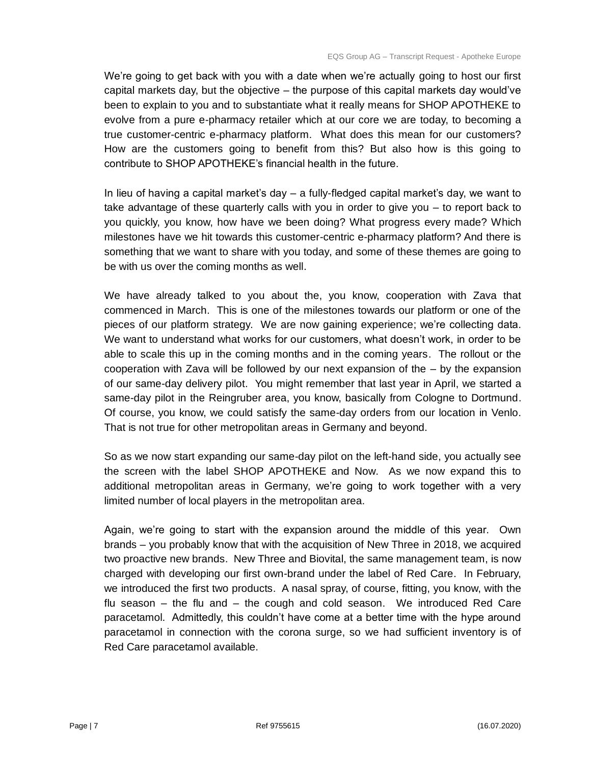We're going to get back with you with a date when we're actually going to host our first capital markets day, but the objective – the purpose of this capital markets day would've been to explain to you and to substantiate what it really means for SHOP APOTHEKE to evolve from a pure e-pharmacy retailer which at our core we are today, to becoming a true customer-centric e-pharmacy platform. What does this mean for our customers? How are the customers going to benefit from this? But also how is this going to contribute to SHOP APOTHEKE's financial health in the future.

In lieu of having a capital market's day – a fully-fledged capital market's day, we want to take advantage of these quarterly calls with you in order to give you – to report back to you quickly, you know, how have we been doing? What progress every made? Which milestones have we hit towards this customer-centric e-pharmacy platform? And there is something that we want to share with you today, and some of these themes are going to be with us over the coming months as well.

We have already talked to you about the, you know, cooperation with Zava that commenced in March. This is one of the milestones towards our platform or one of the pieces of our platform strategy. We are now gaining experience; we're collecting data. We want to understand what works for our customers, what doesn't work, in order to be able to scale this up in the coming months and in the coming years. The rollout or the cooperation with Zava will be followed by our next expansion of the – by the expansion of our same-day delivery pilot. You might remember that last year in April, we started a same-day pilot in the Reingruber area, you know, basically from Cologne to Dortmund. Of course, you know, we could satisfy the same-day orders from our location in Venlo. That is not true for other metropolitan areas in Germany and beyond.

So as we now start expanding our same-day pilot on the left-hand side, you actually see the screen with the label SHOP APOTHEKE and Now. As we now expand this to additional metropolitan areas in Germany, we're going to work together with a very limited number of local players in the metropolitan area.

Again, we're going to start with the expansion around the middle of this year. Own brands – you probably know that with the acquisition of New Three in 2018, we acquired two proactive new brands. New Three and Biovital, the same management team, is now charged with developing our first own-brand under the label of Red Care. In February, we introduced the first two products. A nasal spray, of course, fitting, you know, with the flu season – the flu and – the cough and cold season. We introduced Red Care paracetamol. Admittedly, this couldn't have come at a better time with the hype around paracetamol in connection with the corona surge, so we had sufficient inventory is of Red Care paracetamol available.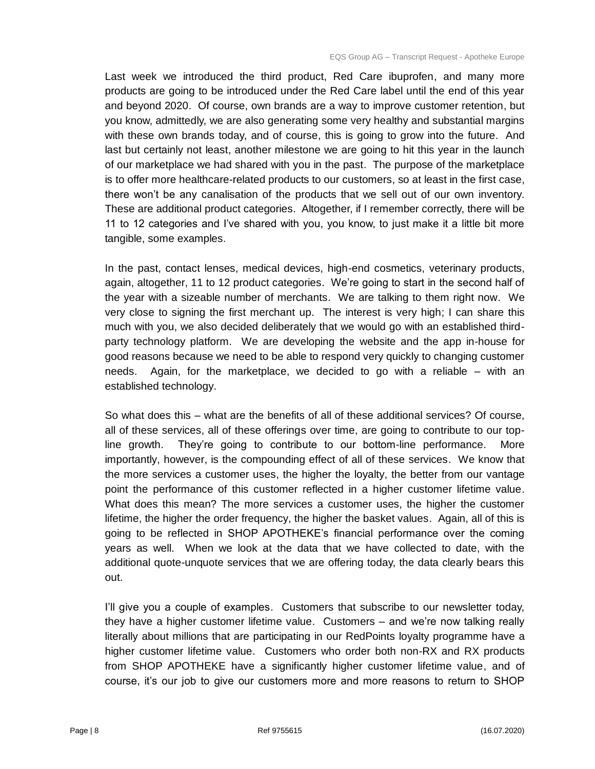Last week we introduced the third product, Red Care ibuprofen, and many more products are going to be introduced under the Red Care label until the end of this year and beyond 2020. Of course, own brands are a way to improve customer retention, but you know, admittedly, we are also generating some very healthy and substantial margins with these own brands today, and of course, this is going to grow into the future. And last but certainly not least, another milestone we are going to hit this year in the launch of our marketplace we had shared with you in the past. The purpose of the marketplace is to offer more healthcare-related products to our customers, so at least in the first case, there won't be any canalisation of the products that we sell out of our own inventory. These are additional product categories. Altogether, if I remember correctly, there will be 11 to 12 categories and I've shared with you, you know, to just make it a little bit more tangible, some examples.

In the past, contact lenses, medical devices, high-end cosmetics, veterinary products, again, altogether, 11 to 12 product categories. We're going to start in the second half of the year with a sizeable number of merchants. We are talking to them right now. We very close to signing the first merchant up. The interest is very high; I can share this much with you, we also decided deliberately that we would go with an established third-party technology platform. We are developing the website and the app in-house for good reasons because we need to be able to respond very quickly to changing customer needs. Again, for the marketplace, we decided to go with a reliable – with an established technology.

So what does this – what are the benefits of all of these additional services? Of course, all of these services, all of these offerings over time, are going to contribute to our top-line growth. They're going to contribute to our bottom-line performance. More importantly, however, is the compounding effect of all of these services. We know that the more services a customer uses, the higher the loyalty, the better from our vantage point the performance of this customer reflected in a higher customer lifetime value. What does this mean? The more services a customer uses, the higher the customer lifetime, the higher the order frequency, the higher the basket values. Again, all of this is going to be reflected in SHOP APOTHEKE's financial performance over the coming years as well. When we look at the data that we have collected to date, with the additional quote-unquote services that we are offering today, the data clearly bears this out.

I'll give you a couple of examples. Customers that subscribe to our newsletter today, they have a higher customer lifetime value. Customers – and we're now talking really literally about millions that are participating in our RedPoints loyalty programme have a higher customer lifetime value. Customers who order both non-RX and RX products from SHOP APOTHEKE have a significantly higher customer lifetime value, and of course, it's our job to give our customers more and more reasons to return to SHOP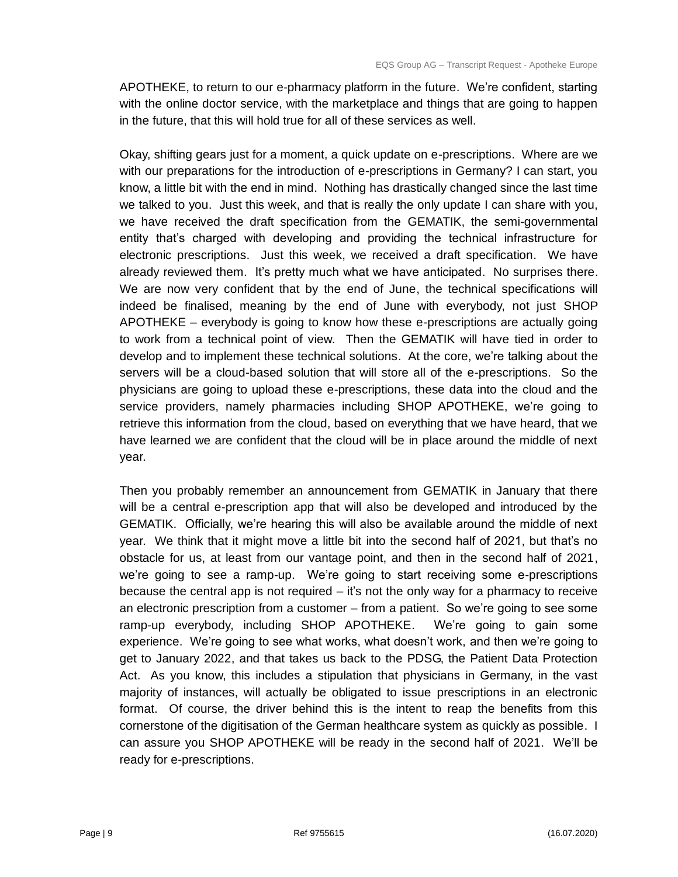APOTHEKE, to return to our e-pharmacy platform in the future. We're confident, starting with the online doctor service, with the marketplace and things that are going to happen in the future, that this will hold true for all of these services as well.

Okay, shifting gears just for a moment, a quick update on e-prescriptions. Where are we with our preparations for the introduction of e-prescriptions in Germany? I can start, you know, a little bit with the end in mind. Nothing has drastically changed since the last time we talked to you. Just this week, and that is really the only update I can share with you, we have received the draft specification from the GEMATIK, the semi-governmental entity that's charged with developing and providing the technical infrastructure for electronic prescriptions. Just this week, we received a draft specification. We have already reviewed them. It's pretty much what we have anticipated. No surprises there. We are now very confident that by the end of June, the technical specifications will indeed be finalised, meaning by the end of June with everybody, not just SHOP APOTHEKE – everybody is going to know how these e-prescriptions are actually going to work from a technical point of view. Then the GEMATIK will have tied in order to develop and to implement these technical solutions. At the core, we're talking about the servers will be a cloud-based solution that will store all of the e-prescriptions. So the physicians are going to upload these e-prescriptions, these data into the cloud and the service providers, namely pharmacies including SHOP APOTHEKE, we're going to retrieve this information from the cloud, based on everything that we have heard, that we have learned we are confident that the cloud will be in place around the middle of next year.

Then you probably remember an announcement from GEMATIK in January that there will be a central e-prescription app that will also be developed and introduced by the GEMATIK. Officially, we're hearing this will also be available around the middle of next year. We think that it might move a little bit into the second half of 2021, but that's no obstacle for us, at least from our vantage point, and then in the second half of 2021, we're going to see a ramp-up. We're going to start receiving some e-prescriptions because the central app is not required – it's not the only way for a pharmacy to receive an electronic prescription from a customer – from a patient. So we're going to see some ramp-up everybody, including SHOP APOTHEKE. We're going to gain some experience. We're going to see what works, what doesn't work, and then we're going to get to January 2022, and that takes us back to the PDSG, the Patient Data Protection Act. As you know, this includes a stipulation that physicians in Germany, in the vast majority of instances, will actually be obligated to issue prescriptions in an electronic format. Of course, the driver behind this is the intent to reap the benefits from this cornerstone of the digitisation of the German healthcare system as quickly as possible. I can assure you SHOP APOTHEKE will be ready in the second half of 2021. We'll be ready for e-prescriptions.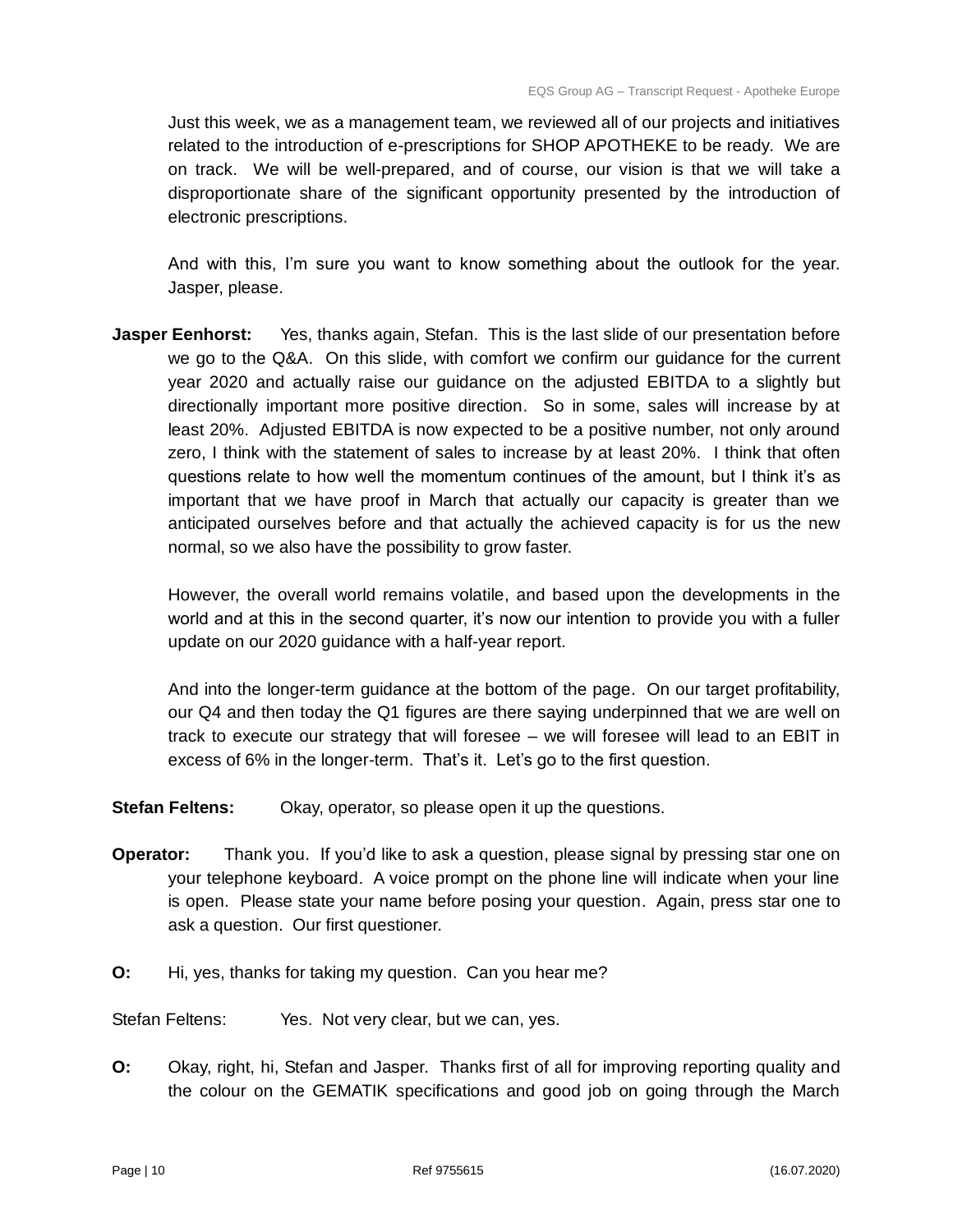Just this week, we as a management team, we reviewed all of our projects and initiatives related to the introduction of e-prescriptions for SHOP APOTHEKE to be ready. We are on track. We will be well-prepared, and of course, our vision is that we will take a disproportionate share of the significant opportunity presented by the introduction of electronic prescriptions.

And with this, I'm sure you want to know something about the outlook for the year. Jasper, please.

**Jasper Eenhorst:** Yes, thanks again, Stefan. This is the last slide of our presentation before we go to the Q&A. On this slide, with comfort we confirm our guidance for the current year 2020 and actually raise our guidance on the adjusted EBITDA to a slightly but directionally important more positive direction. So in some, sales will increase by at least 20%. Adjusted EBITDA is now expected to be a positive number, not only around zero, I think with the statement of sales to increase by at least 20%. I think that often questions relate to how well the momentum continues of the amount, but I think it's as important that we have proof in March that actually our capacity is greater than we anticipated ourselves before and that actually the achieved capacity is for us the new normal, so we also have the possibility to grow faster.

However, the overall world remains volatile, and based upon the developments in the world and at this in the second quarter, it's now our intention to provide you with a fuller update on our 2020 guidance with a half-year report.

And into the longer-term guidance at the bottom of the page. On our target profitability, our Q4 and then today the Q1 figures are there saying underpinned that we are well on track to execute our strategy that will foresee – we will foresee will lead to an EBIT in excess of 6% in the longer-term. That's it. Let's go to the first question.

**Stefan Feltens:** Okay, operator, so please open it up the questions.

**Operator:** Thank you. If you'd like to ask a question, please signal by pressing star one on your telephone keyboard. A voice prompt on the phone line will indicate when your line is open. Please state your name before posing your question. Again, press star one to ask a question. Our first questioner.

**O:** Hi, yes, thanks for taking my question. Can you hear me?

Stefan Feltens: Yes. Not very clear, but we can, yes.

**O:** Okay, right, hi, Stefan and Jasper. Thanks first of all for improving reporting quality and the colour on the GEMATIK specifications and good job on going through the March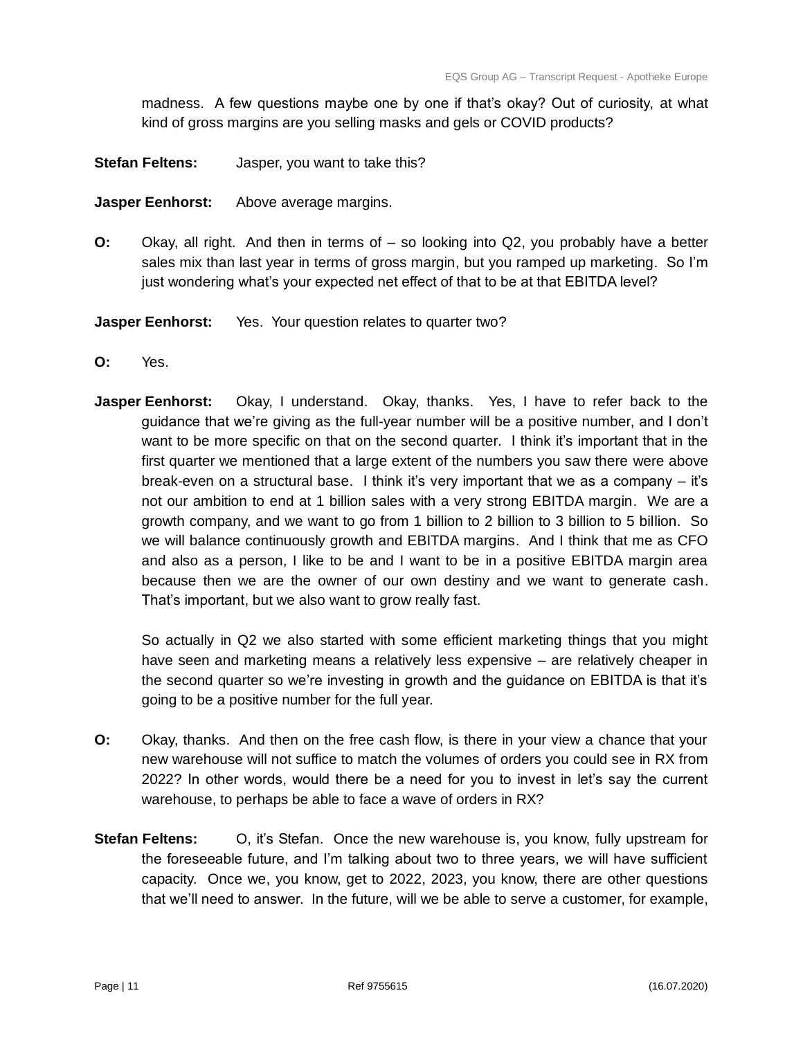madness. A few questions maybe one by one if that's okay? Out of curiosity, at what kind of gross margins are you selling masks and gels or COVID products?

**Stefan Feltens:** Jasper, you want to take this?

**Jasper Eenhorst:** Above average margins.

**O:** Okay, all right. And then in terms of – so looking into Q2, you probably have a better sales mix than last year in terms of gross margin, but you ramped up marketing. So I'm just wondering what's your expected net effect of that to be at that EBITDA level?

**Jasper Eenhorst:** Yes. Your question relates to quarter two?

**O:** Yes.

**Jasper Eenhorst:** Okay, I understand. Okay, thanks. Yes, I have to refer back to the guidance that we're giving as the full-year number will be a positive number, and I don't want to be more specific on that on the second quarter. I think it's important that in the first quarter we mentioned that a large extent of the numbers you saw there were above break-even on a structural base. I think it's very important that we as a company – it's not our ambition to end at 1 billion sales with a very strong EBITDA margin. We are a growth company, and we want to go from 1 billion to 2 billion to 3 billion to 5 billion. So we will balance continuously growth and EBITDA margins. And I think that me as CFO and also as a person, I like to be and I want to be in a positive EBITDA margin area because then we are the owner of our own destiny and we want to generate cash. That's important, but we also want to grow really fast.

So actually in Q2 we also started with some efficient marketing things that you might have seen and marketing means a relatively less expensive – are relatively cheaper in the second quarter so we're investing in growth and the guidance on EBITDA is that it's going to be a positive number for the full year.

**O:** Okay, thanks. And then on the free cash flow, is there in your view a chance that your new warehouse will not suffice to match the volumes of orders you could see in RX from 2022? In other words, would there be a need for you to invest in let's say the current warehouse, to perhaps be able to face a wave of orders in RX?

**Stefan Feltens:** O, it's Stefan. Once the new warehouse is, you know, fully upstream for the foreseeable future, and I'm talking about two to three years, we will have sufficient capacity. Once we, you know, get to 2022, 2023, you know, there are other questions that we'll need to answer. In the future, will we be able to serve a customer, for example,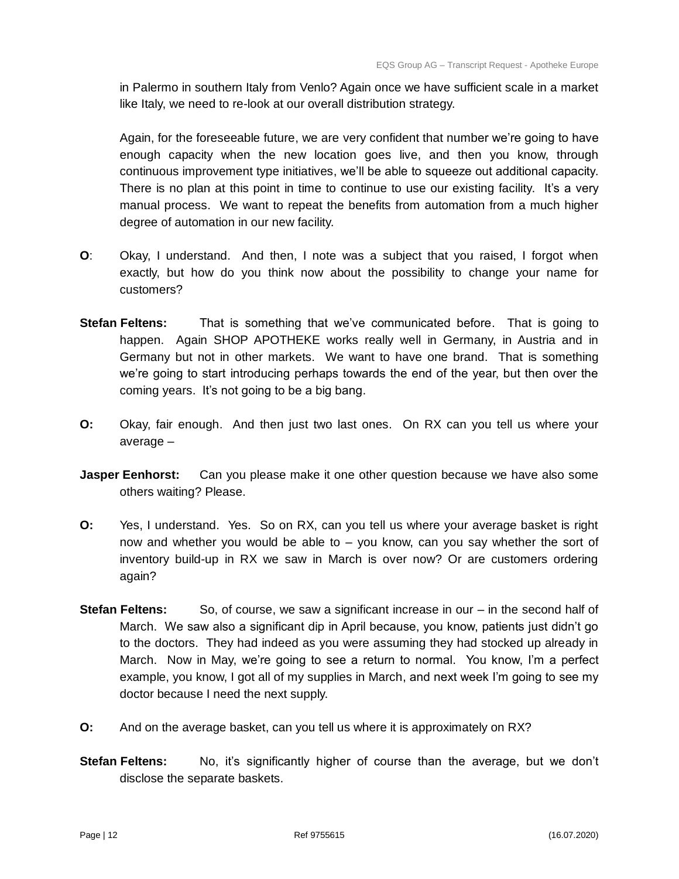in Palermo in southern Italy from Venlo? Again once we have sufficient scale in a market like Italy, we need to re-look at our overall distribution strategy.

Again, for the foreseeable future, we are very confident that number we're going to have enough capacity when the new location goes live, and then you know, through continuous improvement type initiatives, we'll be able to squeeze out additional capacity. There is no plan at this point in time to continue to use our existing facility. It's a very manual process. We want to repeat the benefits from automation from a much higher degree of automation in our new facility.

**O**: Okay, I understand. And then, I note was a subject that you raised, I forgot when exactly, but how do you think now about the possibility to change your name for customers?

**Stefan Feltens:** That is something that we've communicated before. That is going to happen. Again SHOP APOTHEKE works really well in Germany, in Austria and in Germany but not in other markets. We want to have one brand. That is something we're going to start introducing perhaps towards the end of the year, but then over the coming years. It's not going to be a big bang.

**O:** Okay, fair enough. And then just two last ones. On RX can you tell us where your average –

**Jasper Eenhorst:** Can you please make it one other question because we have also some others waiting? Please.

**O:** Yes, I understand. Yes. So on RX, can you tell us where your average basket is right now and whether you would be able to – you know, can you say whether the sort of inventory build-up in RX we saw in March is over now? Or are customers ordering again?

**Stefan Feltens:** So, of course, we saw a significant increase in our – in the second half of March. We saw also a significant dip in April because, you know, patients just didn't go to the doctors. They had indeed as you were assuming they had stocked up already in March. Now in May, we're going to see a return to normal. You know, I'm a perfect example, you know, I got all of my supplies in March, and next week I'm going to see my doctor because I need the next supply.

**O:** And on the average basket, can you tell us where it is approximately on RX?

**Stefan Feltens:** No, it's significantly higher of course than the average, but we don't disclose the separate baskets.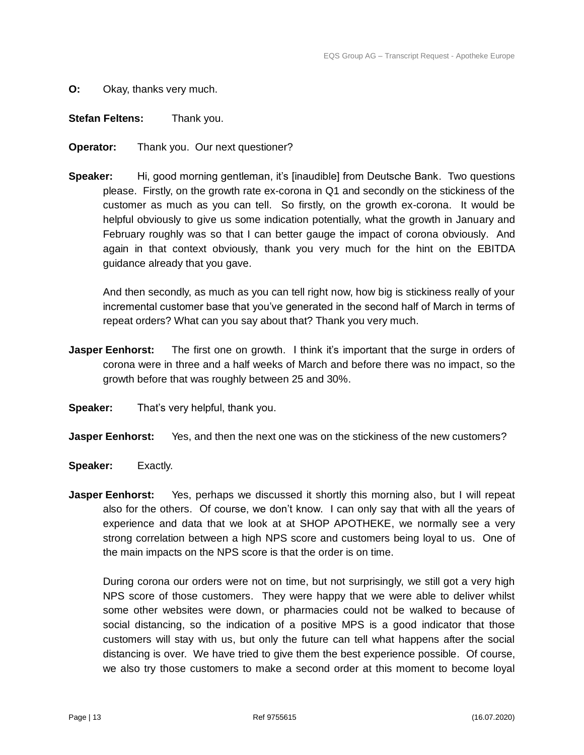**O:** Okay, thanks very much.

**Stefan Feltens:** Thank you.

**Operator:** Thank you. Our next questioner?

**Speaker:** Hi, good morning gentleman, it's [inaudible] from Deutsche Bank. Two questions please. Firstly, on the growth rate ex-corona in Q1 and secondly on the stickiness of the customer as much as you can tell. So firstly, on the growth ex-corona. It would be helpful obviously to give us some indication potentially, what the growth in January and February roughly was so that I can better gauge the impact of corona obviously. And again in that context obviously, thank you very much for the hint on the EBITDA guidance already that you gave.

And then secondly, as much as you can tell right now, how big is stickiness really of your incremental customer base that you've generated in the second half of March in terms of repeat orders? What can you say about that? Thank you very much.

**Jasper Eenhorst:** The first one on growth. I think it's important that the surge in orders of corona were in three and a half weeks of March and before there was no impact, so the growth before that was roughly between 25 and 30%.

**Speaker:** That's very helpful, thank you.

**Jasper Eenhorst:** Yes, and then the next one was on the stickiness of the new customers?

**Speaker:** Exactly.

**Jasper Eenhorst:** Yes, perhaps we discussed it shortly this morning also, but I will repeat also for the others. Of course, we don't know. I can only say that with all the years of experience and data that we look at at SHOP APOTHEKE, we normally see a very strong correlation between a high NPS score and customers being loyal to us. One of the main impacts on the NPS score is that the order is on time.

During corona our orders were not on time, but not surprisingly, we still got a very high NPS score of those customers. They were happy that we were able to deliver whilst some other websites were down, or pharmacies could not be walked to because of social distancing, so the indication of a positive MPS is a good indicator that those customers will stay with us, but only the future can tell what happens after the social distancing is over. We have tried to give them the best experience possible. Of course, we also try those customers to make a second order at this moment to become loyal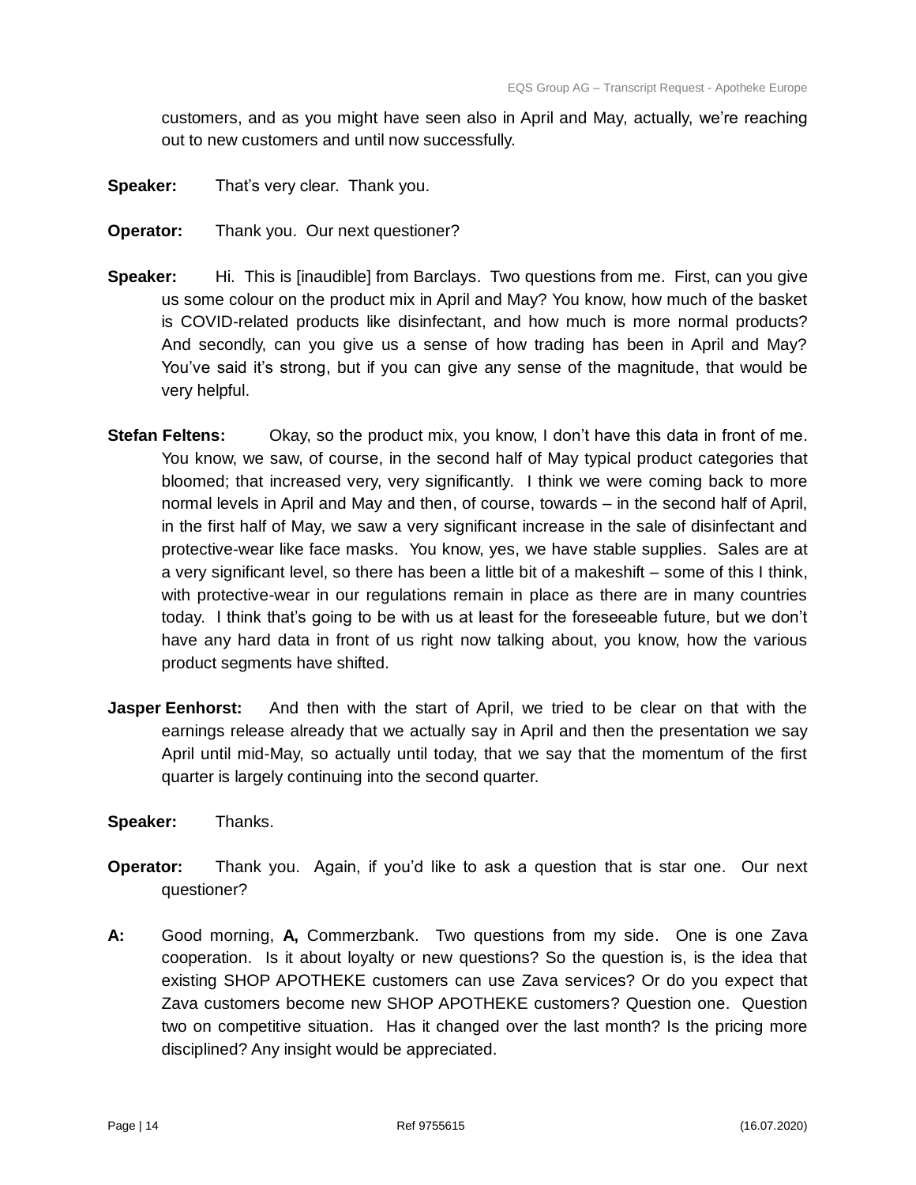customers, and as you might have seen also in April and May, actually, we're reaching out to new customers and until now successfully.

**Speaker:** That's very clear. Thank you.

**Operator:** Thank you. Our next questioner?

**Speaker:** Hi. This is [inaudible] from Barclays. Two questions from me. First, can you give us some colour on the product mix in April and May? You know, how much of the basket is COVID-related products like disinfectant, and how much is more normal products? And secondly, can you give us a sense of how trading has been in April and May? You've said it's strong, but if you can give any sense of the magnitude, that would be very helpful.

**Stefan Feltens:** Okay, so the product mix, you know, I don't have this data in front of me. You know, we saw, of course, in the second half of May typical product categories that bloomed; that increased very, very significantly. I think we were coming back to more normal levels in April and May and then, of course, towards – in the second half of April, in the first half of May, we saw a very significant increase in the sale of disinfectant and protective-wear like face masks. You know, yes, we have stable supplies. Sales are at a very significant level, so there has been a little bit of a makeshift – some of this I think, with protective-wear in our regulations remain in place as there are in many countries today. I think that's going to be with us at least for the foreseeable future, but we don't have any hard data in front of us right now talking about, you know, how the various product segments have shifted.

**Jasper Eenhorst:** And then with the start of April, we tried to be clear on that with the earnings release already that we actually say in April and then the presentation we say April until mid-May, so actually until today, that we say that the momentum of the first quarter is largely continuing into the second quarter.

**Speaker:** Thanks.

**Operator:** Thank you. Again, if you'd like to ask a question that is star one. Our next questioner?

**A:** Good morning, **A,** Commerzbank. Two questions from my side. One is one Zava cooperation. Is it about loyalty or new questions? So the question is, is the idea that existing SHOP APOTHEKE customers can use Zava services? Or do you expect that Zava customers become new SHOP APOTHEKE customers? Question one. Question two on competitive situation. Has it changed over the last month? Is the pricing more disciplined? Any insight would be appreciated.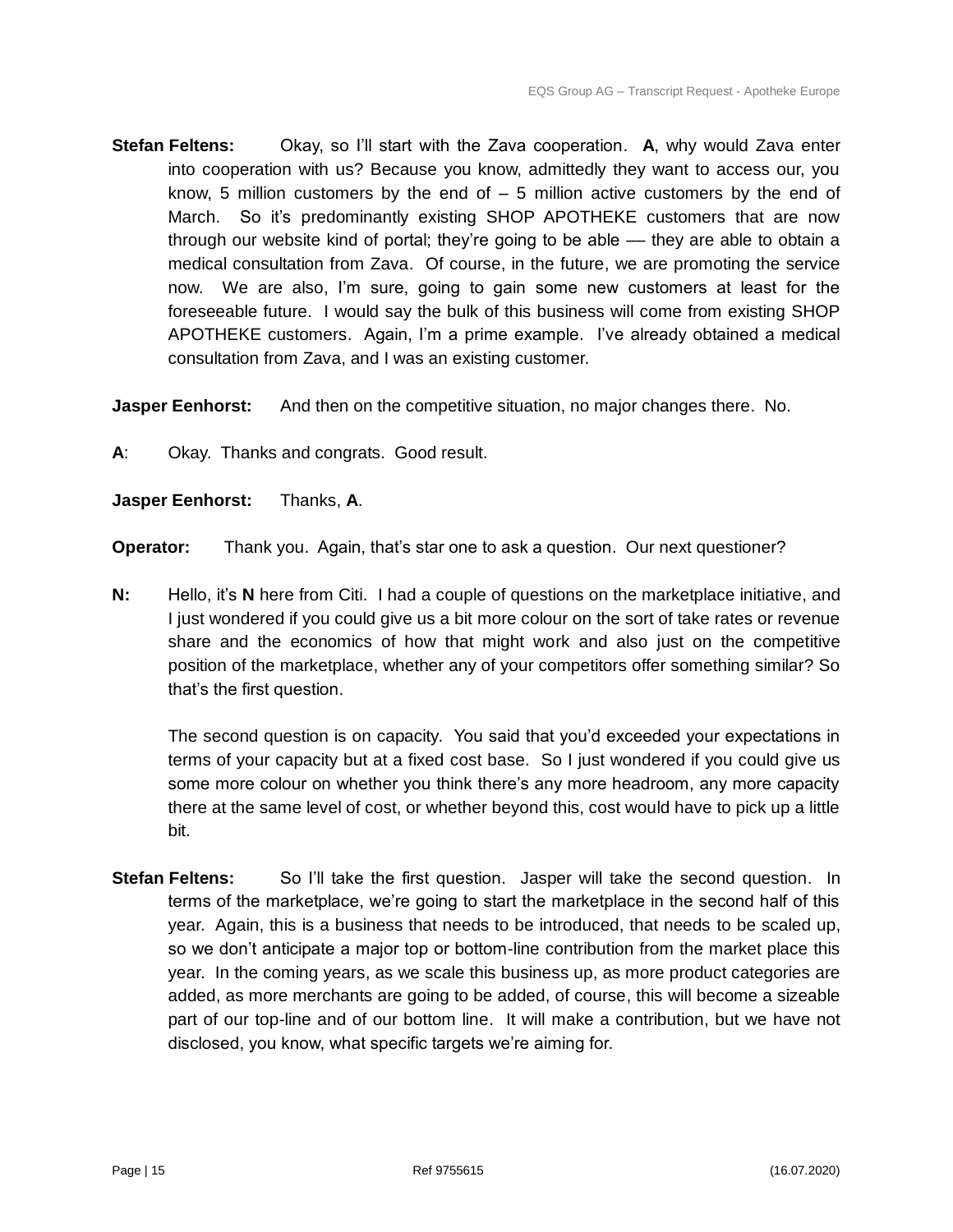**Stefan Feltens:** Okay, so I'll start with the Zava cooperation. **A**, why would Zava enter into cooperation with us? Because you know, admittedly they want to access our, you know, 5 million customers by the end of – 5 million active customers by the end of March. So it's predominantly existing SHOP APOTHEKE customers that are now through our website kind of portal; they're going to be able — they are able to obtain a medical consultation from Zava. Of course, in the future, we are promoting the service now. We are also, I'm sure, going to gain some new customers at least for the foreseeable future. I would say the bulk of this business will come from existing SHOP APOTHEKE customers. Again, I'm a prime example. I've already obtained a medical consultation from Zava, and I was an existing customer.

**Jasper Eenhorst:** And then on the competitive situation, no major changes there. No.

**A**: Okay. Thanks and congrats. Good result.

**Jasper Eenhorst:** Thanks, **A**.

**Operator:** Thank you. Again, that's star one to ask a question. Our next questioner?

**N:** Hello, it's **N** here from Citi. I had a couple of questions on the marketplace initiative, and I just wondered if you could give us a bit more colour on the sort of take rates or revenue share and the economics of how that might work and also just on the competitive position of the marketplace, whether any of your competitors offer something similar? So that's the first question.

The second question is on capacity. You said that you'd exceeded your expectations in terms of your capacity but at a fixed cost base. So I just wondered if you could give us some more colour on whether you think there's any more headroom, any more capacity there at the same level of cost, or whether beyond this, cost would have to pick up a little bit.

**Stefan Feltens:** So I'll take the first question. Jasper will take the second question. In terms of the marketplace, we're going to start the marketplace in the second half of this year. Again, this is a business that needs to be introduced, that needs to be scaled up, so we don't anticipate a major top or bottom-line contribution from the market place this year. In the coming years, as we scale this business up, as more product categories are added, as more merchants are going to be added, of course, this will become a sizeable part of our top-line and of our bottom line. It will make a contribution, but we have not disclosed, you know, what specific targets we're aiming for.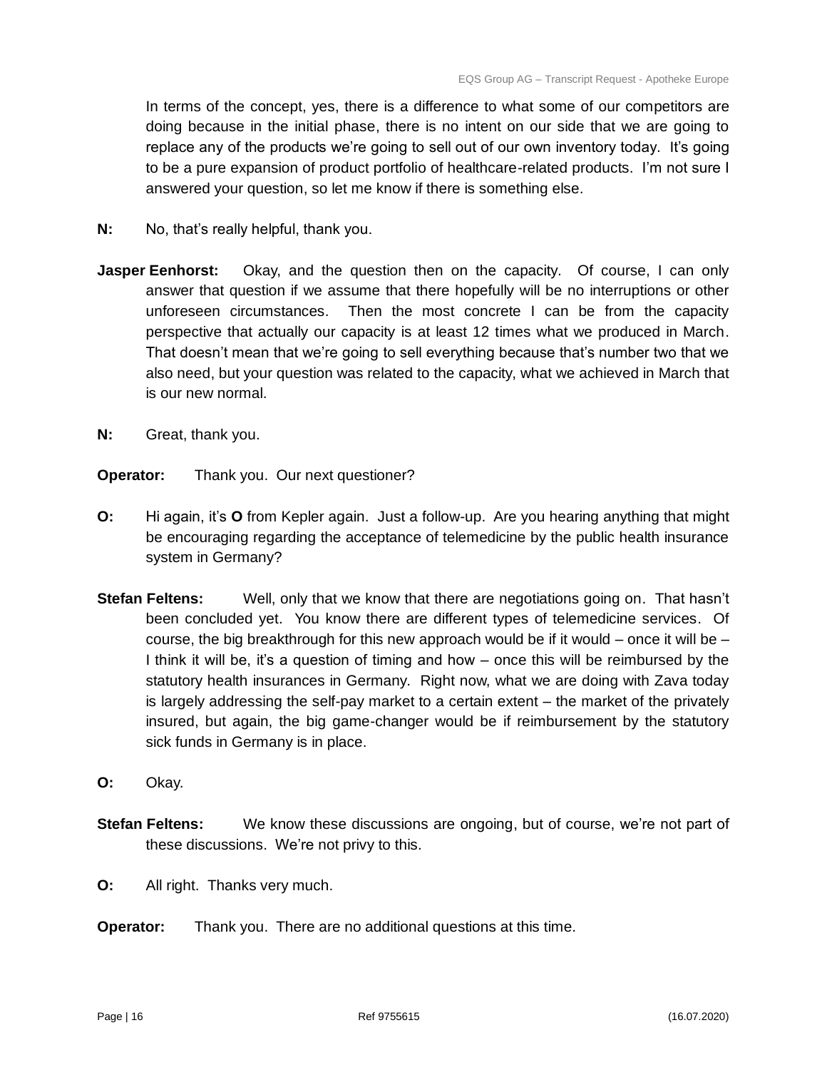In terms of the concept, yes, there is a difference to what some of our competitors are doing because in the initial phase, there is no intent on our side that we are going to replace any of the products we're going to sell out of our own inventory today. It's going to be a pure expansion of product portfolio of healthcare-related products. I'm not sure I answered your question, so let me know if there is something else.

**N:** No, that's really helpful, thank you.

**Jasper Eenhorst:** Okay, and the question then on the capacity. Of course, I can only answer that question if we assume that there hopefully will be no interruptions or other unforeseen circumstances. Then the most concrete I can be from the capacity perspective that actually our capacity is at least 12 times what we produced in March. That doesn't mean that we're going to sell everything because that's number two that we also need, but your question was related to the capacity, what we achieved in March that is our new normal.

**N:** Great, thank you.

**Operator:** Thank you. Our next questioner?

**O:** Hi again, it's **O** from Kepler again. Just a follow-up. Are you hearing anything that might be encouraging regarding the acceptance of telemedicine by the public health insurance system in Germany?

**Stefan Feltens:** Well, only that we know that there are negotiations going on. That hasn't been concluded yet. You know there are different types of telemedicine services. Of course, the big breakthrough for this new approach would be if it would – once it will be – I think it will be, it's a question of timing and how – once this will be reimbursed by the statutory health insurances in Germany. Right now, what we are doing with Zava today is largely addressing the self-pay market to a certain extent – the market of the privately insured, but again, the big game-changer would be if reimbursement by the statutory sick funds in Germany is in place.

**O:** Okay.

**Stefan Feltens:** We know these discussions are ongoing, but of course, we're not part of these discussions. We're not privy to this.

**O:** All right. Thanks very much.

**Operator:** Thank you. There are no additional questions at this time.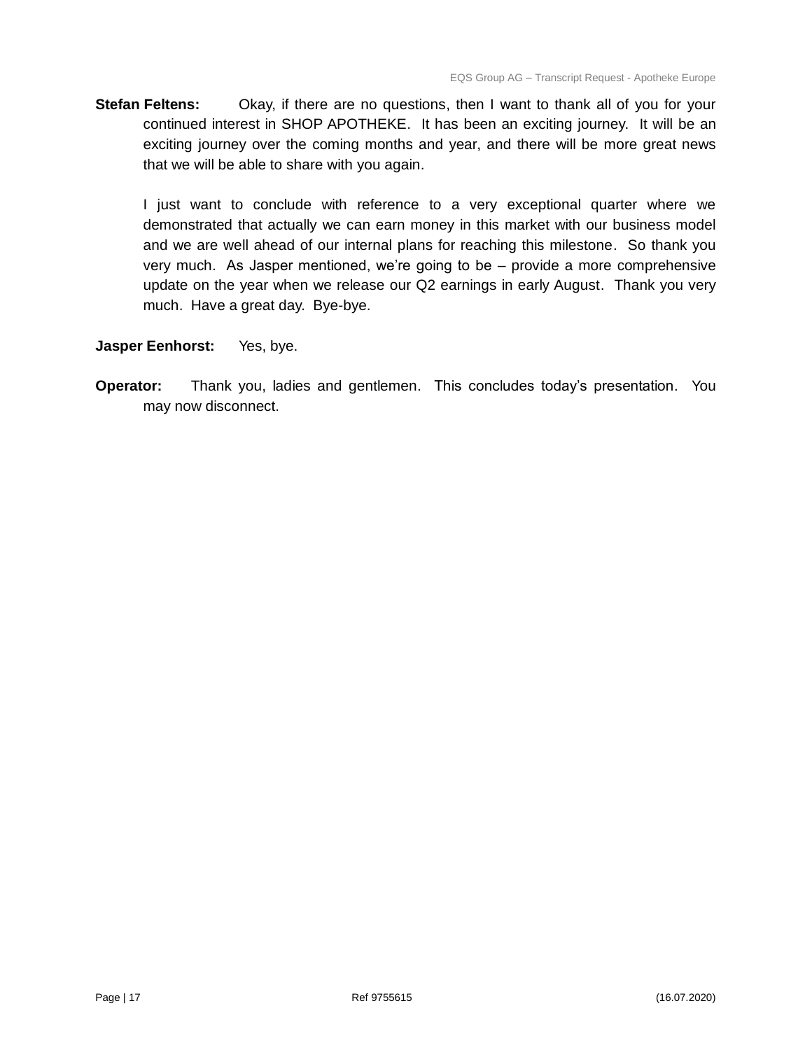**Stefan Feltens:** Okay, if there are no questions, then I want to thank all of you for your continued interest in SHOP APOTHEKE. It has been an exciting journey. It will be an exciting journey over the coming months and year, and there will be more great news that we will be able to share with you again.

I just want to conclude with reference to a very exceptional quarter where we demonstrated that actually we can earn money in this market with our business model and we are well ahead of our internal plans for reaching this milestone. So thank you very much. As Jasper mentioned, we're going to be – provide a more comprehensive update on the year when we release our Q2 earnings in early August. Thank you very much. Have a great day. Bye-bye.

**Jasper Eenhorst:** Yes, bye.

**Operator:** Thank you, ladies and gentlemen. This concludes today's presentation. You may now disconnect.